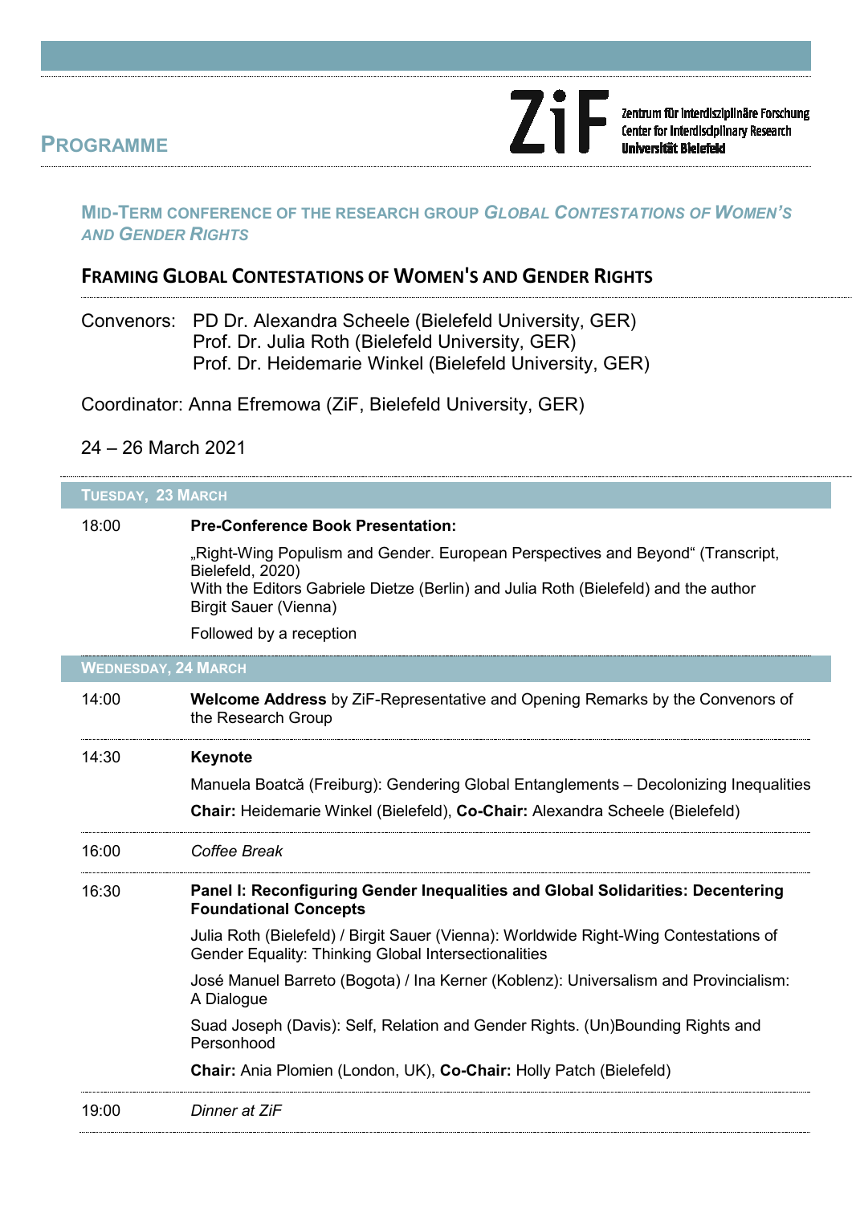# PROGRAMME

Zentrum für interdisziplinäre Forschung
Center for Interdisciplinary Research
Universität Bielefeld

## MID-TERM CONFERENCE OF THE RESEARCH GROUP *GLOBAL CONTESTATIONS OF WOMEN'S AND GENDER RIGHTS*

## FRAMING GLOBAL CONTESTATIONS OF WOMEN'S AND GENDER RIGHTS

Convenors: PD Dr. Alexandra Scheele (Bielefeld University, GER)
Prof. Dr. Julia Roth (Bielefeld University, GER)
Prof. Dr. Heidemarie Winkel (Bielefeld University, GER)

Coordinator: Anna Efremowa (ZiF, Bielefeld University, GER)

24 – 26 March 2021

### TUESDAY, 23 MARCH

| | |
|---|---|
| 18:00 | **Pre-Conference Book Presentation:**<br>„Right-Wing Populism and Gender. European Perspectives and Beyond" (Transcript, Bielefeld, 2020)<br>With the Editors Gabriele Dietze (Berlin) and Julia Roth (Bielefeld) and the author Birgit Sauer (Vienna)<br>Followed by a reception |

### WEDNESDAY, 24 MARCH

| | |
|---|---|
| 14:00 | **Welcome Address** by ZiF-Representative and Opening Remarks by the Convenors of the Research Group |
| 14:30 | **Keynote**<br>Manuela Boatcă (Freiburg): Gendering Global Entanglements – Decolonizing Inequalities<br>**Chair:** Heidemarie Winkel (Bielefeld), **Co-Chair:** Alexandra Scheele (Bielefeld) |
| 16:00 | *Coffee Break* |
| 16:30 | **Panel I: Reconfiguring Gender Inequalities and Global Solidarities: Decentering Foundational Concepts**<br>Julia Roth (Bielefeld) / Birgit Sauer (Vienna): Worldwide Right-Wing Contestations of Gender Equality: Thinking Global Intersectionalities<br>José Manuel Barreto (Bogota) / Ina Kerner (Koblenz): Universalism and Provincialism: A Dialogue<br>Suad Joseph (Davis): Self, Relation and Gender Rights. (Un)Bounding Rights and Personhood<br>**Chair:** Ania Plomien (London, UK), **Co-Chair:** Holly Patch (Bielefeld) |
| 19:00 | *Dinner at ZiF* |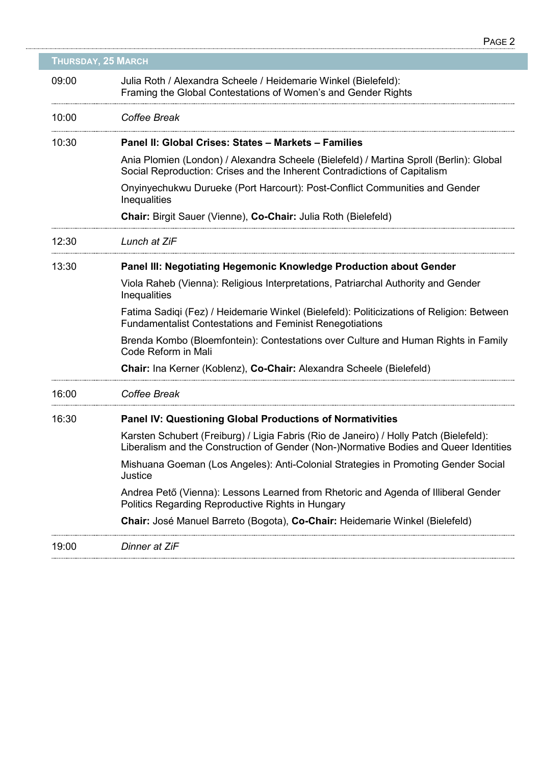## Thursday, 25 March

| | |
|---|---|
| 09:00 | Julia Roth / Alexandra Scheele / Heidemarie Winkel (Bielefeld): Framing the Global Contestations of Women's and Gender Rights |
| 10:00 | *Coffee Break* |
| 10:30 | **Panel II: Global Crises: States – Markets – Families**<br><br>Ania Plomien (London) / Alexandra Scheele (Bielefeld) / Martina Sproll (Berlin): Global Social Reproduction: Crises and the Inherent Contradictions of Capitalism<br><br>Onyinyechukwu Durueke (Port Harcourt): Post-Conflict Communities and Gender Inequalities<br><br>**Chair:** Birgit Sauer (Vienne), **Co-Chair:** Julia Roth (Bielefeld) |
| 12:30 | *Lunch at ZiF* |
| 13:30 | **Panel III: Negotiating Hegemonic Knowledge Production about Gender**<br><br>Viola Raheb (Vienna): Religious Interpretations, Patriarchal Authority and Gender Inequalities<br><br>Fatima Sadiqi (Fez) / Heidemarie Winkel (Bielefeld): Politicizations of Religion: Between Fundamentalist Contestations and Feminist Renegotiations<br><br>Brenda Kombo (Bloemfontein): Contestations over Culture and Human Rights in Family Code Reform in Mali<br><br>**Chair:** Ina Kerner (Koblenz), **Co-Chair:** Alexandra Scheele (Bielefeld) |
| 16:00 | *Coffee Break* |
| 16:30 | **Panel IV: Questioning Global Productions of Normativities**<br><br>Karsten Schubert (Freiburg) / Ligia Fabris (Rio de Janeiro) / Holly Patch (Bielefeld): Liberalism and the Construction of Gender (Non-)Normative Bodies and Queer Identities<br><br>Mishuana Goeman (Los Angeles): Anti-Colonial Strategies in Promoting Gender Social Justice<br><br>Andrea Pető (Vienna): Lessons Learned from Rhetoric and Agenda of Illiberal Gender Politics Regarding Reproductive Rights in Hungary<br><br>**Chair:** José Manuel Barreto (Bogota), **Co-Chair:** Heidemarie Winkel (Bielefeld) |
| 19:00 | *Dinner at ZiF* |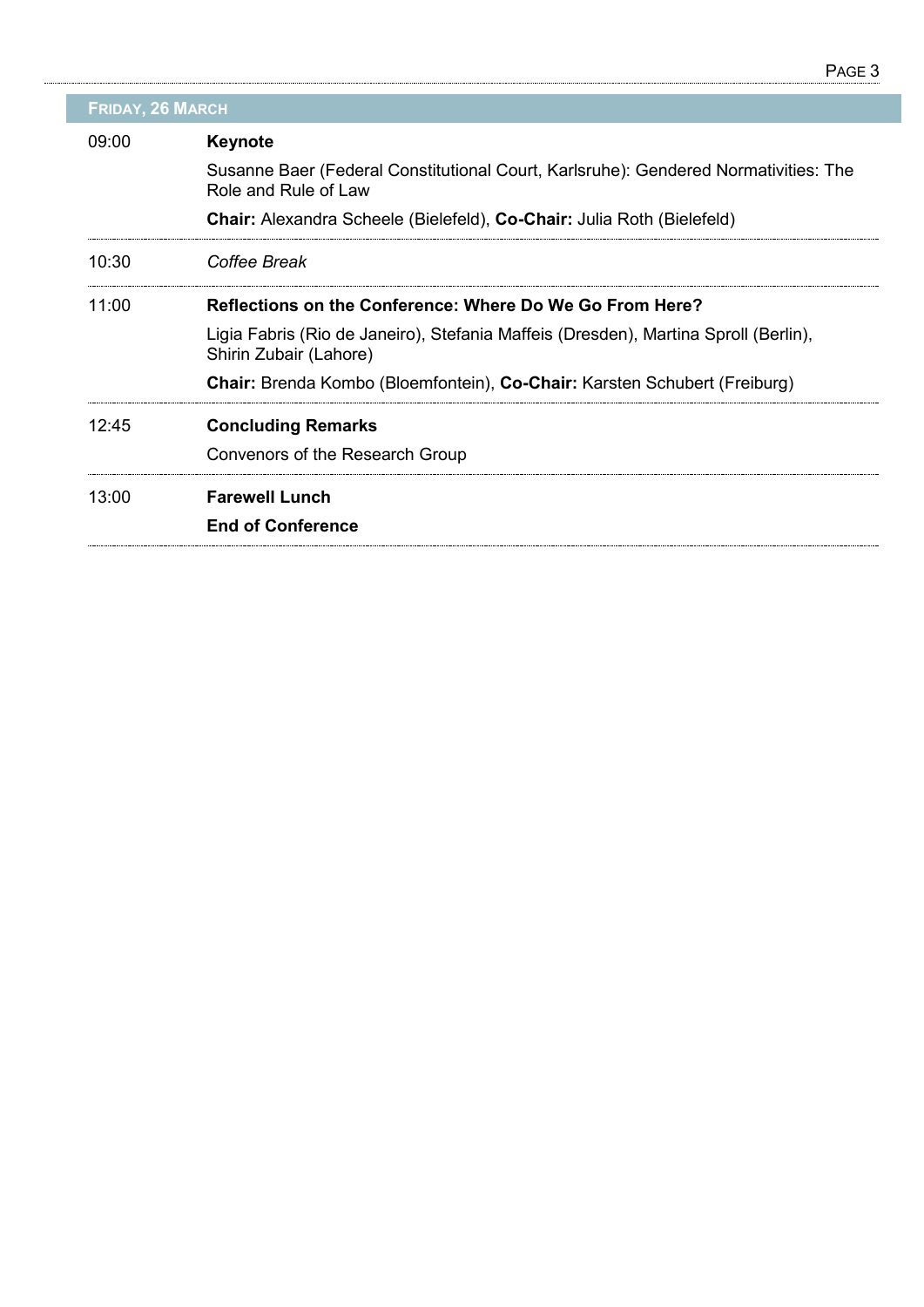## Friday, 26 March

| | |
|---|---|
| 09:00 | **Keynote**<br>Susanne Baer (Federal Constitutional Court, Karlsruhe): Gendered Normativities: The Role and Rule of Law<br>**Chair:** Alexandra Scheele (Bielefeld), **Co-Chair:** Julia Roth (Bielefeld) |
| 10:30 | *Coffee Break* |
| 11:00 | **Reflections on the Conference: Where Do We Go From Here?**<br>Ligia Fabris (Rio de Janeiro), Stefania Maffeis (Dresden), Martina Sproll (Berlin), Shirin Zubair (Lahore)<br>**Chair:** Brenda Kombo (Bloemfontein), **Co-Chair:** Karsten Schubert (Freiburg) |
| 12:45 | **Concluding Remarks**<br>Convenors of the Research Group |
| 13:00 | **Farewell Lunch**<br>**End of Conference** |